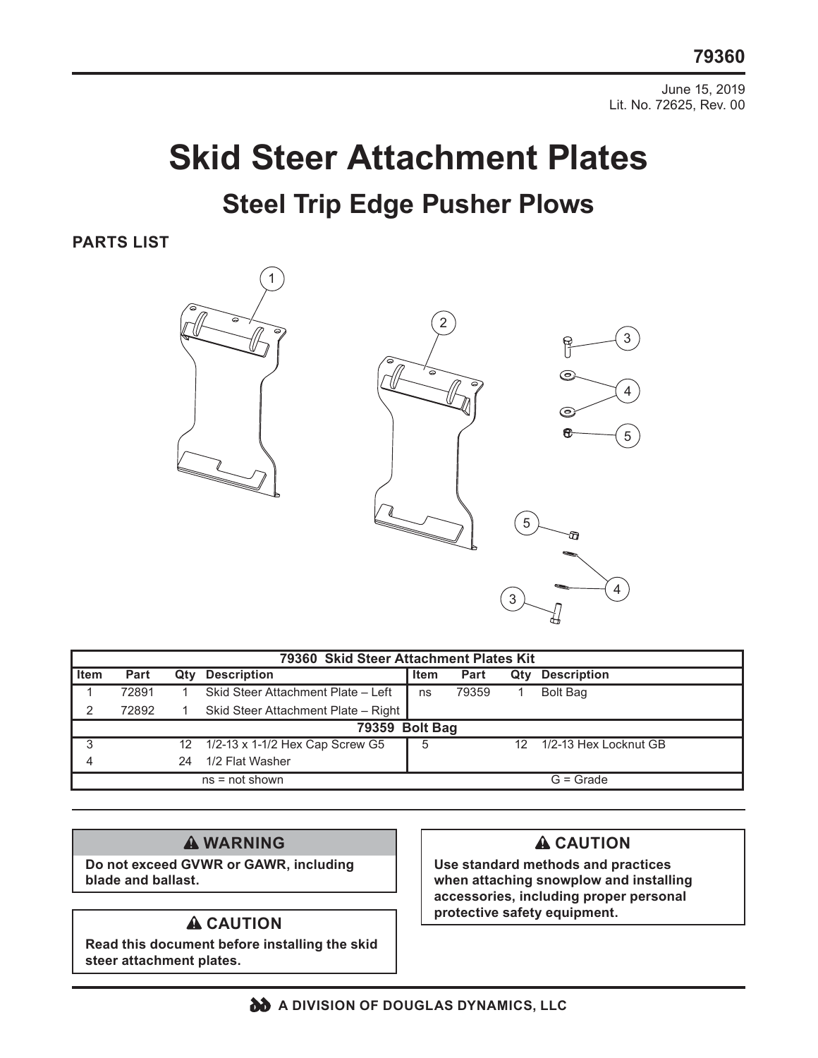79360

June 15, 2019
Lit. No. 72625, Rev. 00

# Skid Steer Attachment Plates

## Steel Trip Edge Pusher Plows

### PARTS LIST

| 79360 Skid Steer Attachment Plates Kit | | | | | | | |
|---|---|---|---|---|---|---|---|
| **Item** | **Part** | **Qty** | **Description** | **Item** | **Part** | **Qty** | **Description** |
| 1 | 72891 | 1 | Skid Steer Attachment Plate – Left | ns | 79359 | 1 | Bolt Bag |
| 2 | 72892 | 1 | Skid Steer Attachment Plate – Right | | | | |
| **79359 Bolt Bag** | | | | | | | |
| 3 | | 12 | 1/2-13 x 1-1/2 Hex Cap Screw G5 | 5 | | 12 | 1/2-13 Hex Locknut GB |
| 4 | | 24 | 1/2 Flat Washer | | | | |
| ns = not shown | | | | G = Grade | | | |

**⚠ WARNING**

**Do not exceed GVWR or GAWR, including blade and ballast.**

**⚠ CAUTION**

**Read this document before installing the skid steer attachment plates.**

**⚠ CAUTION**

**Use standard methods and practices when attaching snowplow and installing accessories, including proper personal protective safety equipment.**

**A DIVISION OF DOUGLAS DYNAMICS, LLC**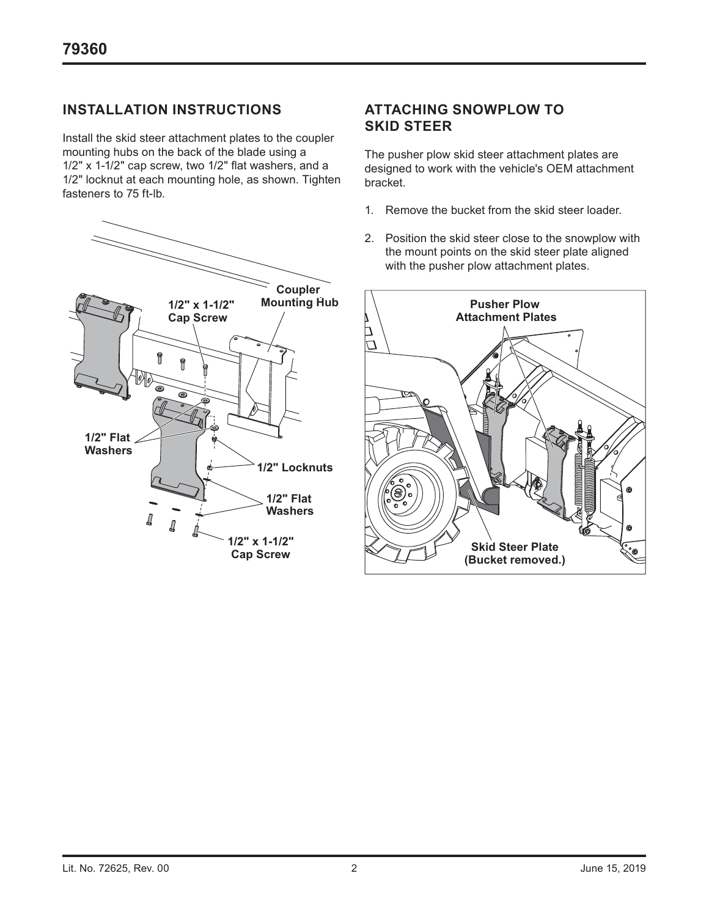## INSTALLATION INSTRUCTIONS

Install the skid steer attachment plates to the coupler mounting hubs on the back of the blade using a 1/2" x 1-1/2" cap screw, two 1/2" flat washers, and a 1/2" locknut at each mounting hole, as shown. Tighten fasteners to 75 ft-lb.

1/2" x 1-1/2" Cap Screw

Coupler Mounting Hub

1/2" Flat Washers

1/2" Locknuts

1/2" Flat Washers

1/2" x 1-1/2" Cap Screw

## ATTACHING SNOWPLOW TO SKID STEER

The pusher plow skid steer attachment plates are designed to work with the vehicle's OEM attachment bracket.

1. Remove the bucket from the skid steer loader.
2. Position the skid steer close to the snowplow with the mount points on the skid steer plate aligned with the pusher plow attachment plates.

Pusher Plow Attachment Plates

Skid Steer Plate (Bucket removed.)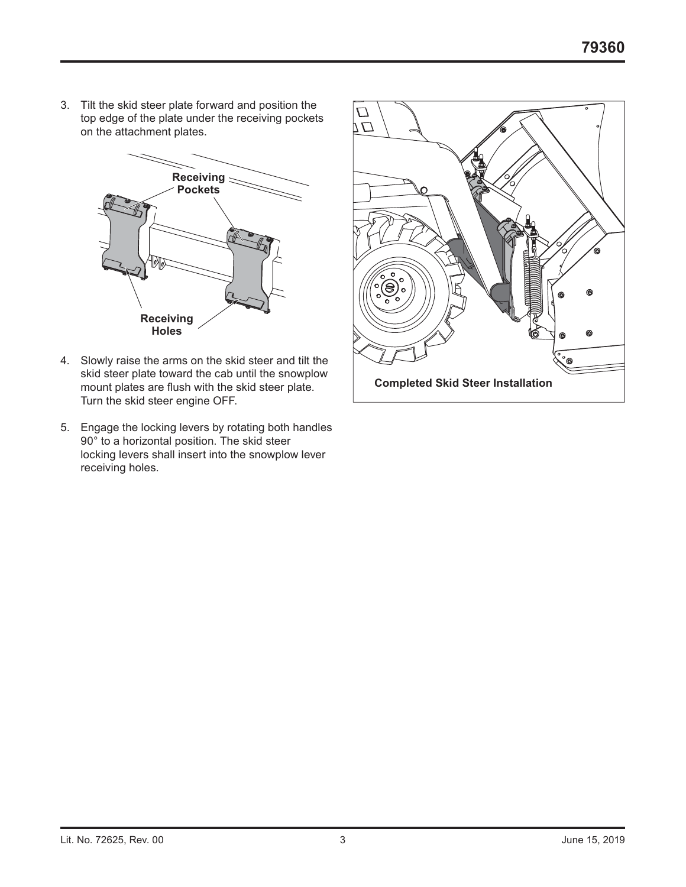3. Tilt the skid steer plate forward and position the top edge of the plate under the receiving pockets on the attachment plates.

Receiving Pockets

Receiving Holes

4. Slowly raise the arms on the skid steer and tilt the skid steer plate toward the cab until the snowplow mount plates are flush with the skid steer plate. Turn the skid steer engine OFF.

5. Engage the locking levers by rotating both handles 90° to a horizontal position. The skid steer locking levers shall insert into the snowplow lever receiving holes.

**Completed Skid Steer Installation**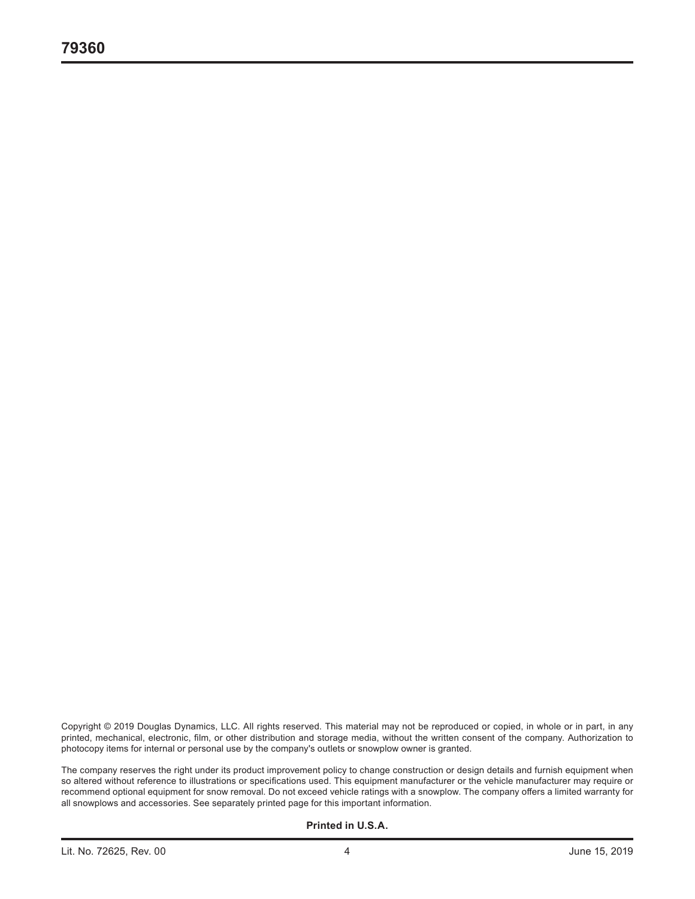Copyright © 2019 Douglas Dynamics, LLC. All rights reserved. This material may not be reproduced or copied, in whole or in part, in any printed, mechanical, electronic, film, or other distribution and storage media, without the written consent of the company. Authorization to photocopy items for internal or personal use by the company's outlets or snowplow owner is granted.

The company reserves the right under its product improvement policy to change construction or design details and furnish equipment when so altered without reference to illustrations or specifications used. This equipment manufacturer or the vehicle manufacturer may require or recommend optional equipment for snow removal. Do not exceed vehicle ratings with a snowplow. The company offers a limited warranty for all snowplows and accessories. See separately printed page for this important information.

**Printed in U.S.A.**